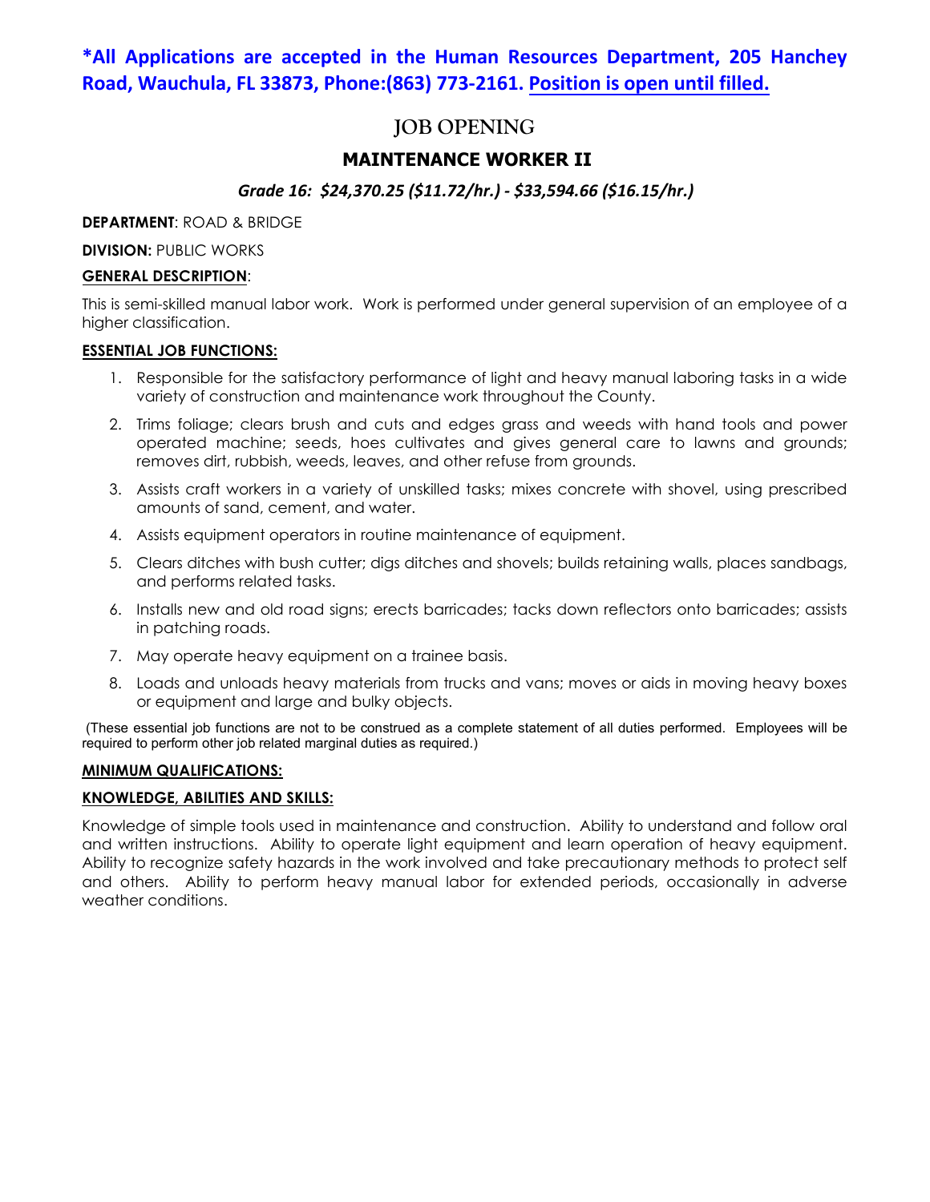**\*All Applications are accepted in the Human Resources Department, 205 Hanchey Road, Wauchula, FL 33873, Phone:(863) 773-2161. Position is open until filled.**

# JOB OPENING

## MAINTENANCE WORKER II

***Grade 16: $24,370.25 ($11.72/hr.) - $33,594.66 ($16.15/hr.)***

**DEPARTMENT**: ROAD & BRIDGE

**DIVISION:** PUBLIC WORKS

**GENERAL DESCRIPTION**:

This is semi-skilled manual labor work. Work is performed under general supervision of an employee of a higher classification.

**ESSENTIAL JOB FUNCTIONS:**

1. Responsible for the satisfactory performance of light and heavy manual laboring tasks in a wide variety of construction and maintenance work throughout the County.
2. Trims foliage; clears brush and cuts and edges grass and weeds with hand tools and power operated machine; seeds, hoes cultivates and gives general care to lawns and grounds; removes dirt, rubbish, weeds, leaves, and other refuse from grounds.
3. Assists craft workers in a variety of unskilled tasks; mixes concrete with shovel, using prescribed amounts of sand, cement, and water.
4. Assists equipment operators in routine maintenance of equipment.
5. Clears ditches with bush cutter; digs ditches and shovels; builds retaining walls, places sandbags, and performs related tasks.
6. Installs new and old road signs; erects barricades; tacks down reflectors onto barricades; assists in patching roads.
7. May operate heavy equipment on a trainee basis.
8. Loads and unloads heavy materials from trucks and vans; moves or aids in moving heavy boxes or equipment and large and bulky objects.

(These essential job functions are not to be construed as a complete statement of all duties performed. Employees will be required to perform other job related marginal duties as required.)

**MINIMUM QUALIFICATIONS:**

**KNOWLEDGE, ABILITIES AND SKILLS:**

Knowledge of simple tools used in maintenance and construction. Ability to understand and follow oral and written instructions. Ability to operate light equipment and learn operation of heavy equipment. Ability to recognize safety hazards in the work involved and take precautionary methods to protect self and others. Ability to perform heavy manual labor for extended periods, occasionally in adverse weather conditions.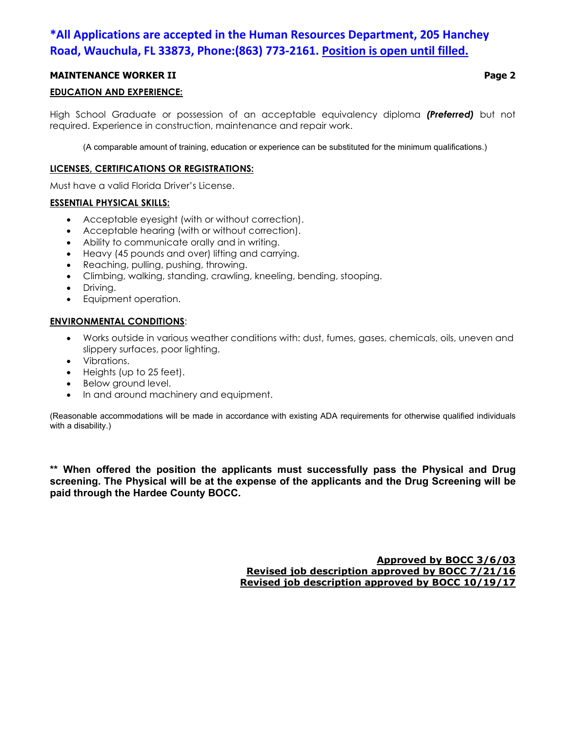**\*All Applications are accepted in the Human Resources Department, 205 Hanchey Road, Wauchula, FL 33873, Phone:(863) 773-2161. Position is open until filled.**

**MAINTENANCE WORKER II**

## EDUCATION AND EXPERIENCE:

High School Graduate or possession of an acceptable equivalency diploma ***(Preferred)*** but not required. Experience in construction, maintenance and repair work.

(A comparable amount of training, education or experience can be substituted for the minimum qualifications.)

## LICENSES, CERTIFICATIONS OR REGISTRATIONS:

Must have a valid Florida Driver's License.

## ESSENTIAL PHYSICAL SKILLS:

- Acceptable eyesight (with or without correction).
- Acceptable hearing (with or without correction).
- Ability to communicate orally and in writing.
- Heavy (45 pounds and over) lifting and carrying.
- Reaching, pulling, pushing, throwing.
- Climbing, walking, standing, crawling, kneeling, bending, stooping.
- Driving.
- Equipment operation.

## ENVIRONMENTAL CONDITIONS:

- Works outside in various weather conditions with: dust, fumes, gases, chemicals, oils, uneven and slippery surfaces, poor lighting.
- Vibrations.
- Heights (up to 25 feet).
- Below ground level.
- In and around machinery and equipment.

(Reasonable accommodations will be made in accordance with existing ADA requirements for otherwise qualified individuals with a disability.)

**\*\* When offered the position the applicants must successfully pass the Physical and Drug screening. The Physical will be at the expense of the applicants and the Drug Screening will be paid through the Hardee County BOCC.**

**Approved by BOCC 3/6/03**
**Revised job description approved by BOCC 7/21/16**
**Revised job description approved by BOCC 10/19/17**